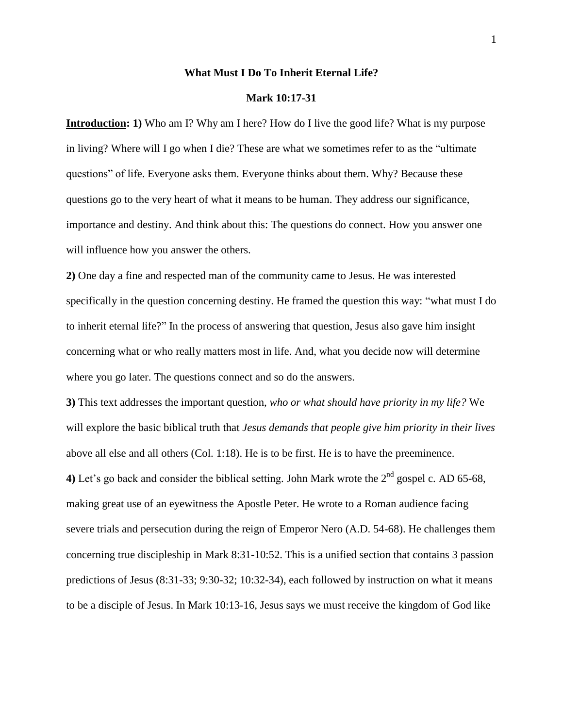# What Must I Do To Inherit Eternal Life?

## Mark 10:17-31

**<u>Introduction</u>: 1)** Who am I? Why am I here? How do I live the good life? What is my purpose in living? Where will I go when I die? These are what we sometimes refer to as the "ultimate questions" of life. Everyone asks them. Everyone thinks about them. Why? Because these questions go to the very heart of what it means to be human. They address our significance, importance and destiny. And think about this: The questions do connect. How you answer one will influence how you answer the others.

**2)** One day a fine and respected man of the community came to Jesus. He was interested specifically in the question concerning destiny. He framed the question this way: "what must I do to inherit eternal life?" In the process of answering that question, Jesus also gave him insight concerning what or who really matters most in life. And, what you decide now will determine where you go later. The questions connect and so do the answers.

**3)** This text addresses the important question, *who or what should have priority in my life?* We will explore the basic biblical truth that *Jesus demands that people give him priority in their lives* above all else and all others (Col. 1:18). He is to be first. He is to have the preeminence.

**4)** Let's go back and consider the biblical setting. John Mark wrote the 2nd gospel c. AD 65-68, making great use of an eyewitness the Apostle Peter. He wrote to a Roman audience facing severe trials and persecution during the reign of Emperor Nero (A.D. 54-68). He challenges them concerning true discipleship in Mark 8:31-10:52. This is a unified section that contains 3 passion predictions of Jesus (8:31-33; 9:30-32; 10:32-34), each followed by instruction on what it means to be a disciple of Jesus. In Mark 10:13-16, Jesus says we must receive the kingdom of God like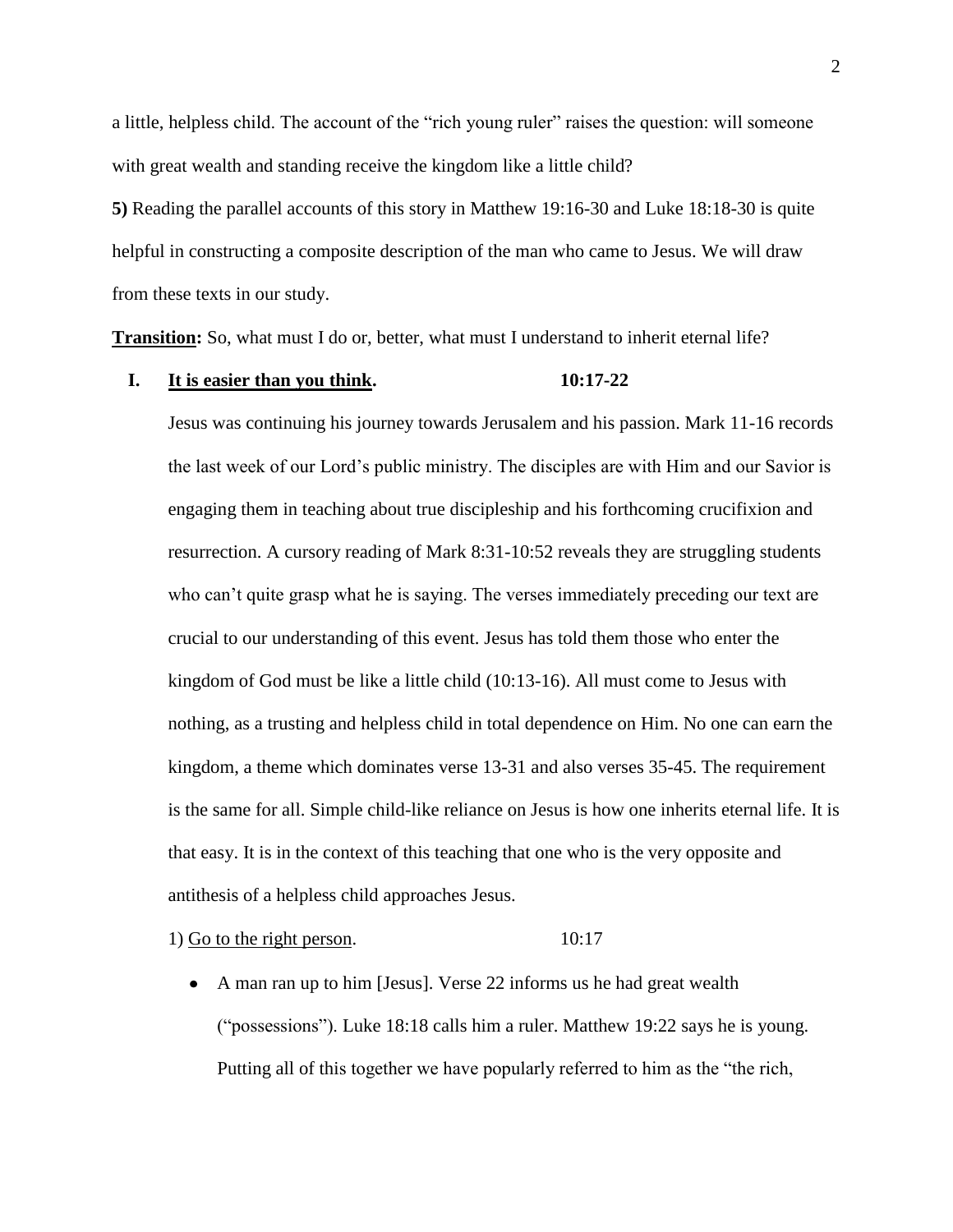a little, helpless child. The account of the "rich young ruler" raises the question: will someone with great wealth and standing receive the kingdom like a little child?

**5)** Reading the parallel accounts of this story in Matthew 19:16-30 and Luke 18:18-30 is quite helpful in constructing a composite description of the man who came to Jesus. We will draw from these texts in our study.

**<u>Transition</u>:** So, what must I do or, better, what must I understand to inherit eternal life?

## I. <u>It is easier than you think</u>. 10:17-22

Jesus was continuing his journey towards Jerusalem and his passion. Mark 11-16 records the last week of our Lord's public ministry. The disciples are with Him and our Savior is engaging them in teaching about true discipleship and his forthcoming crucifixion and resurrection. A cursory reading of Mark 8:31-10:52 reveals they are struggling students who can't quite grasp what he is saying. The verses immediately preceding our text are crucial to our understanding of this event. Jesus has told them those who enter the kingdom of God must be like a little child (10:13-16). All must come to Jesus with nothing, as a trusting and helpless child in total dependence on Him. No one can earn the kingdom, a theme which dominates verse 13-31 and also verses 35-45. The requirement is the same for all. Simple child-like reliance on Jesus is how one inherits eternal life. It is that easy. It is in the context of this teaching that one who is the very opposite and antithesis of a helpless child approaches Jesus.

1) <u>Go to the right person</u>. 10:17

- A man ran up to him [Jesus]. Verse 22 informs us he had great wealth ("possessions"). Luke 18:18 calls him a ruler. Matthew 19:22 says he is young. Putting all of this together we have popularly referred to him as the "the rich,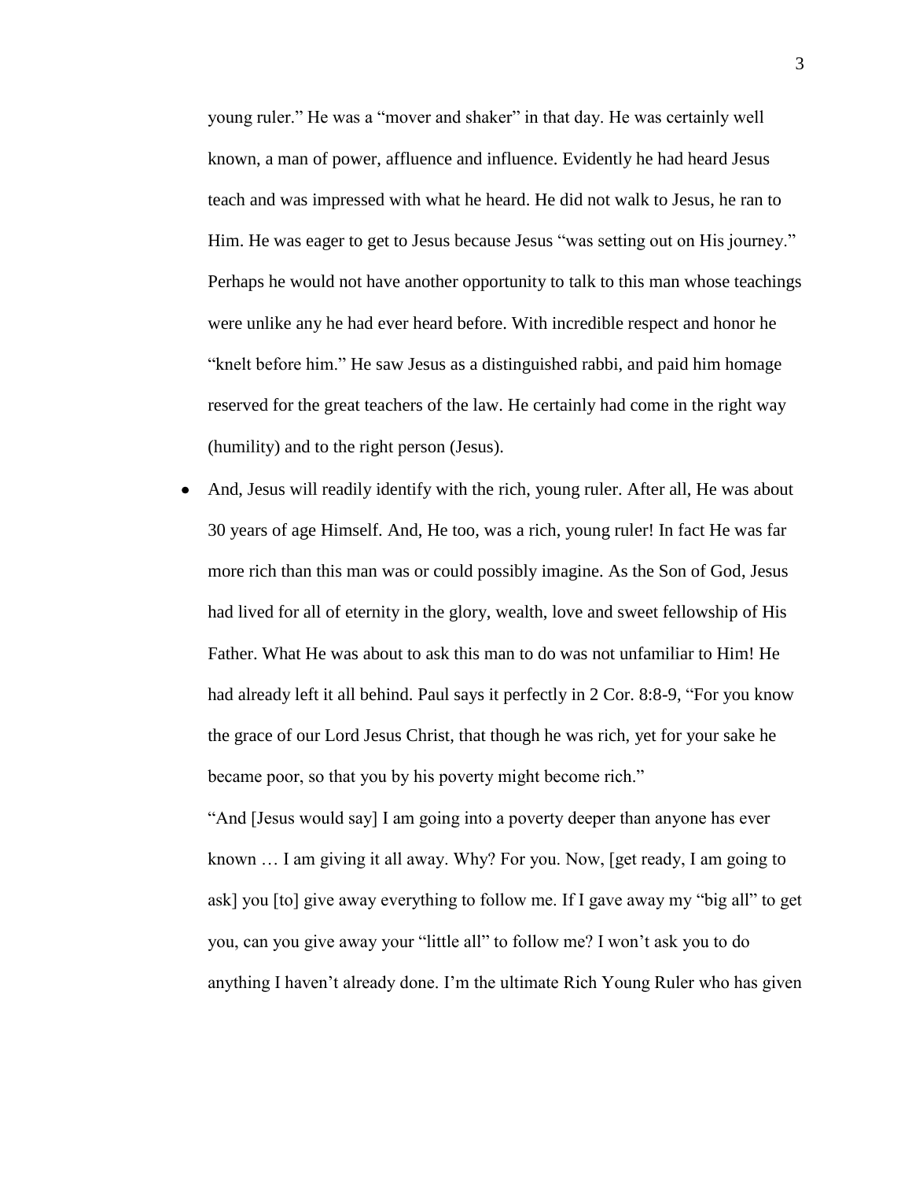young ruler." He was a "mover and shaker" in that day. He was certainly well known, a man of power, affluence and influence. Evidently he had heard Jesus teach and was impressed with what he heard. He did not walk to Jesus, he ran to Him. He was eager to get to Jesus because Jesus "was setting out on His journey." Perhaps he would not have another opportunity to talk to this man whose teachings were unlike any he had ever heard before. With incredible respect and honor he "knelt before him." He saw Jesus as a distinguished rabbi, and paid him homage reserved for the great teachers of the law. He certainly had come in the right way (humility) and to the right person (Jesus).

- And, Jesus will readily identify with the rich, young ruler. After all, He was about 30 years of age Himself. And, He too, was a rich, young ruler! In fact He was far more rich than this man was or could possibly imagine. As the Son of God, Jesus had lived for all of eternity in the glory, wealth, love and sweet fellowship of His Father. What He was about to ask this man to do was not unfamiliar to Him! He had already left it all behind. Paul says it perfectly in 2 Cor. 8:8-9, "For you know the grace of our Lord Jesus Christ, that though he was rich, yet for your sake he became poor, so that you by his poverty might become rich."

  "And [Jesus would say] I am going into a poverty deeper than anyone has ever known … I am giving it all away. Why? For you. Now, [get ready, I am going to ask] you [to] give away everything to follow me. If I gave away my "big all" to get you, can you give away your "little all" to follow me? I won't ask you to do anything I haven't already done. I'm the ultimate Rich Young Ruler who has given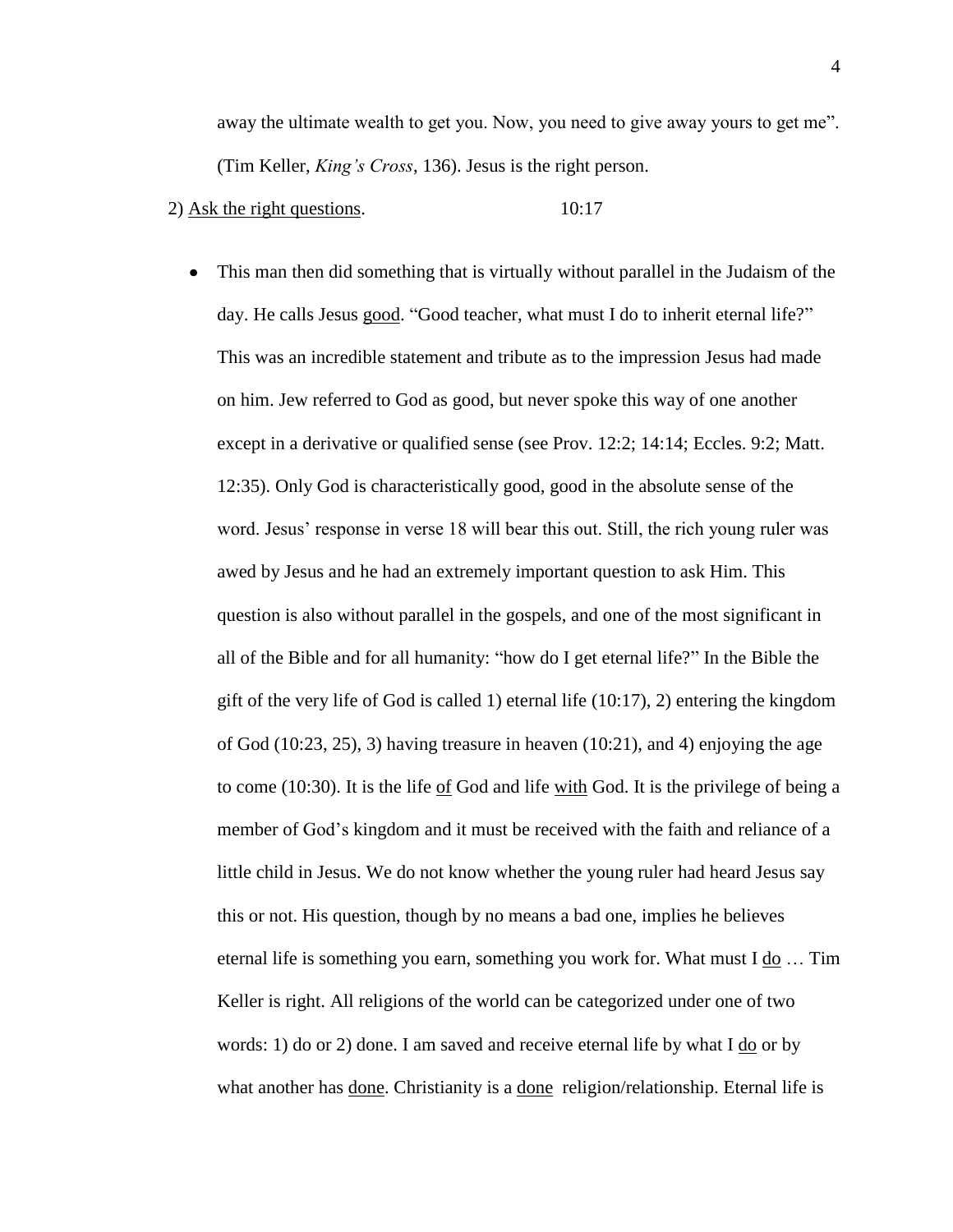away the ultimate wealth to get you. Now, you need to give away yours to get me". (Tim Keller, *King's Cross*, 136). Jesus is the right person.

2) Ask the right questions. 10:17

- This man then did something that is virtually without parallel in the Judaism of the day. He calls Jesus good. "Good teacher, what must I do to inherit eternal life?" This was an incredible statement and tribute as to the impression Jesus had made on him. Jew referred to God as good, but never spoke this way of one another except in a derivative or qualified sense (see Prov. 12:2; 14:14; Eccles. 9:2; Matt. 12:35). Only God is characteristically good, good in the absolute sense of the word. Jesus' response in verse 18 will bear this out. Still, the rich young ruler was awed by Jesus and he had an extremely important question to ask Him. This question is also without parallel in the gospels, and one of the most significant in all of the Bible and for all humanity: "how do I get eternal life?" In the Bible the gift of the very life of God is called 1) eternal life (10:17), 2) entering the kingdom of God (10:23, 25), 3) having treasure in heaven (10:21), and 4) enjoying the age to come (10:30). It is the life of God and life with God. It is the privilege of being a member of God's kingdom and it must be received with the faith and reliance of a little child in Jesus. We do not know whether the young ruler had heard Jesus say this or not. His question, though by no means a bad one, implies he believes eternal life is something you earn, something you work for. What must I do … Tim Keller is right. All religions of the world can be categorized under one of two words: 1) do or 2) done. I am saved and receive eternal life by what I do or by what another has done. Christianity is a done religion/relationship. Eternal life is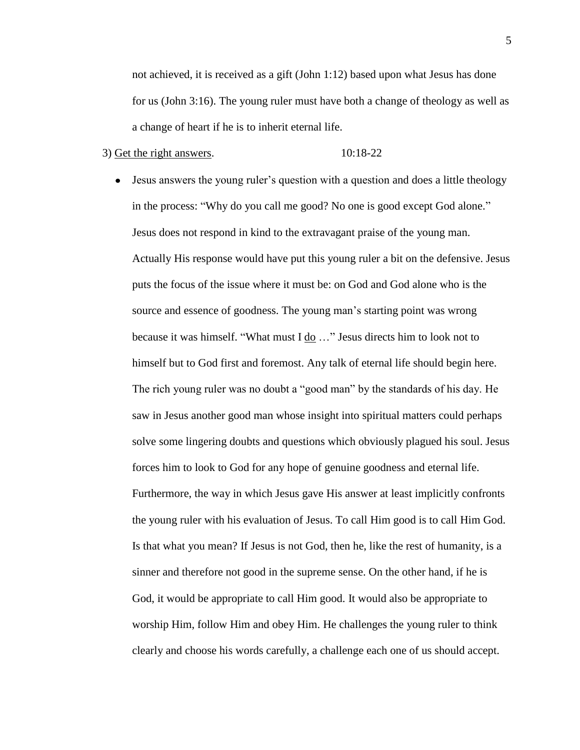not achieved, it is received as a gift (John 1:12) based upon what Jesus has done for us (John 3:16). The young ruler must have both a change of theology as well as a change of heart if he is to inherit eternal life.

3) <u>Get the right answers</u>. 10:18-22

- Jesus answers the young ruler's question with a question and does a little theology in the process: "Why do you call me good? No one is good except God alone." Jesus does not respond in kind to the extravagant praise of the young man. Actually His response would have put this young ruler a bit on the defensive. Jesus puts the focus of the issue where it must be: on God and God alone who is the source and essence of goodness. The young man's starting point was wrong because it was himself. "What must I <u>do</u> …" Jesus directs him to look not to himself but to God first and foremost. Any talk of eternal life should begin here. The rich young ruler was no doubt a "good man" by the standards of his day. He saw in Jesus another good man whose insight into spiritual matters could perhaps solve some lingering doubts and questions which obviously plagued his soul. Jesus forces him to look to God for any hope of genuine goodness and eternal life. Furthermore, the way in which Jesus gave His answer at least implicitly confronts the young ruler with his evaluation of Jesus. To call Him good is to call Him God. Is that what you mean? If Jesus is not God, then he, like the rest of humanity, is a sinner and therefore not good in the supreme sense. On the other hand, if he is God, it would be appropriate to call Him good. It would also be appropriate to worship Him, follow Him and obey Him. He challenges the young ruler to think clearly and choose his words carefully, a challenge each one of us should accept.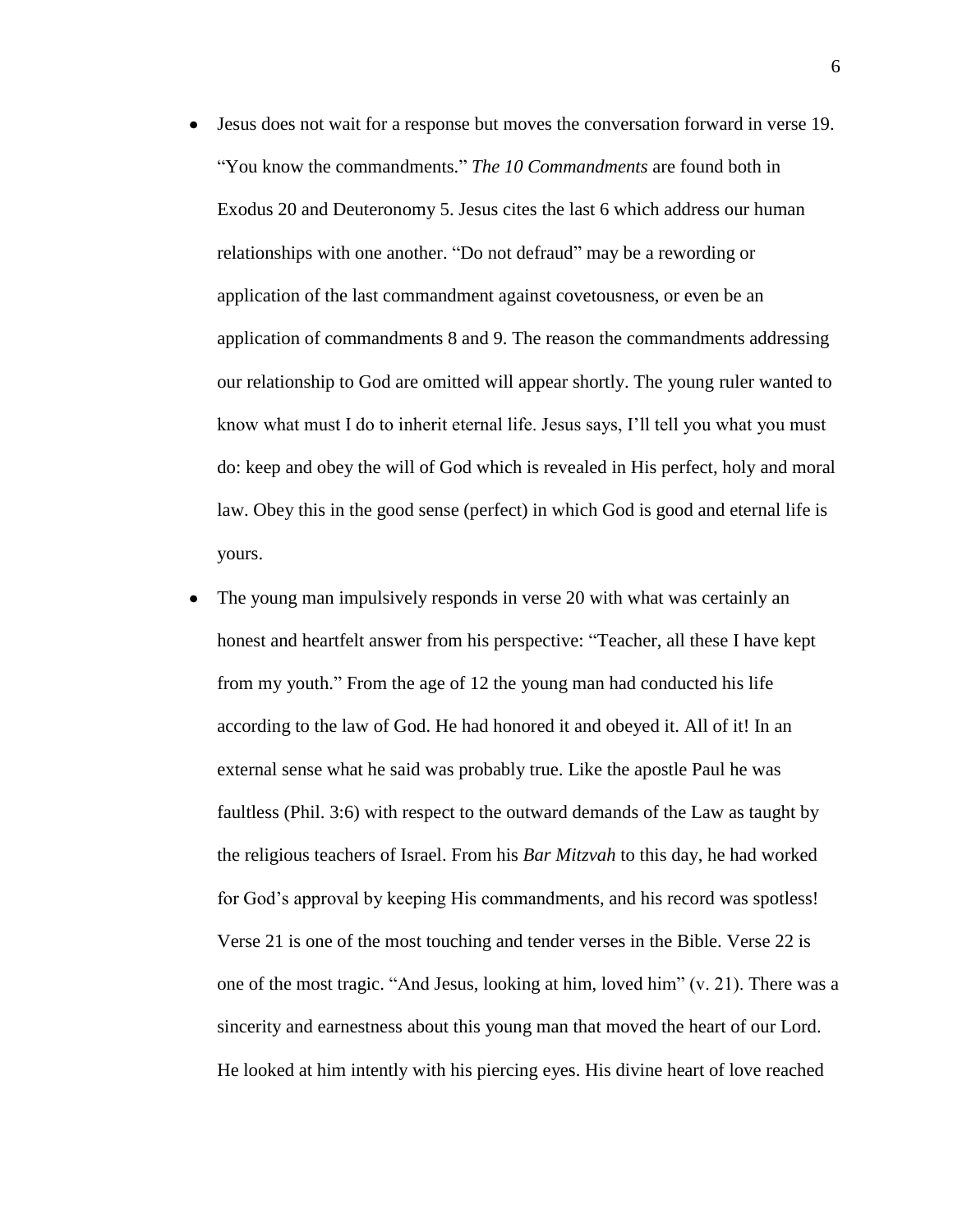- Jesus does not wait for a response but moves the conversation forward in verse 19. "You know the commandments." *The 10 Commandments* are found both in Exodus 20 and Deuteronomy 5. Jesus cites the last 6 which address our human relationships with one another. "Do not defraud" may be a rewording or application of the last commandment against covetousness, or even be an application of commandments 8 and 9. The reason the commandments addressing our relationship to God are omitted will appear shortly. The young ruler wanted to know what must I do to inherit eternal life. Jesus says, I'll tell you what you must do: keep and obey the will of God which is revealed in His perfect, holy and moral law. Obey this in the good sense (perfect) in which God is good and eternal life is yours.
- The young man impulsively responds in verse 20 with what was certainly an honest and heartfelt answer from his perspective: "Teacher, all these I have kept from my youth." From the age of 12 the young man had conducted his life according to the law of God. He had honored it and obeyed it. All of it! In an external sense what he said was probably true. Like the apostle Paul he was faultless (Phil. 3:6) with respect to the outward demands of the Law as taught by the religious teachers of Israel. From his *Bar Mitzvah* to this day, he had worked for God's approval by keeping His commandments, and his record was spotless! Verse 21 is one of the most touching and tender verses in the Bible. Verse 22 is one of the most tragic. "And Jesus, looking at him, loved him" (v. 21). There was a sincerity and earnestness about this young man that moved the heart of our Lord. He looked at him intently with his piercing eyes. His divine heart of love reached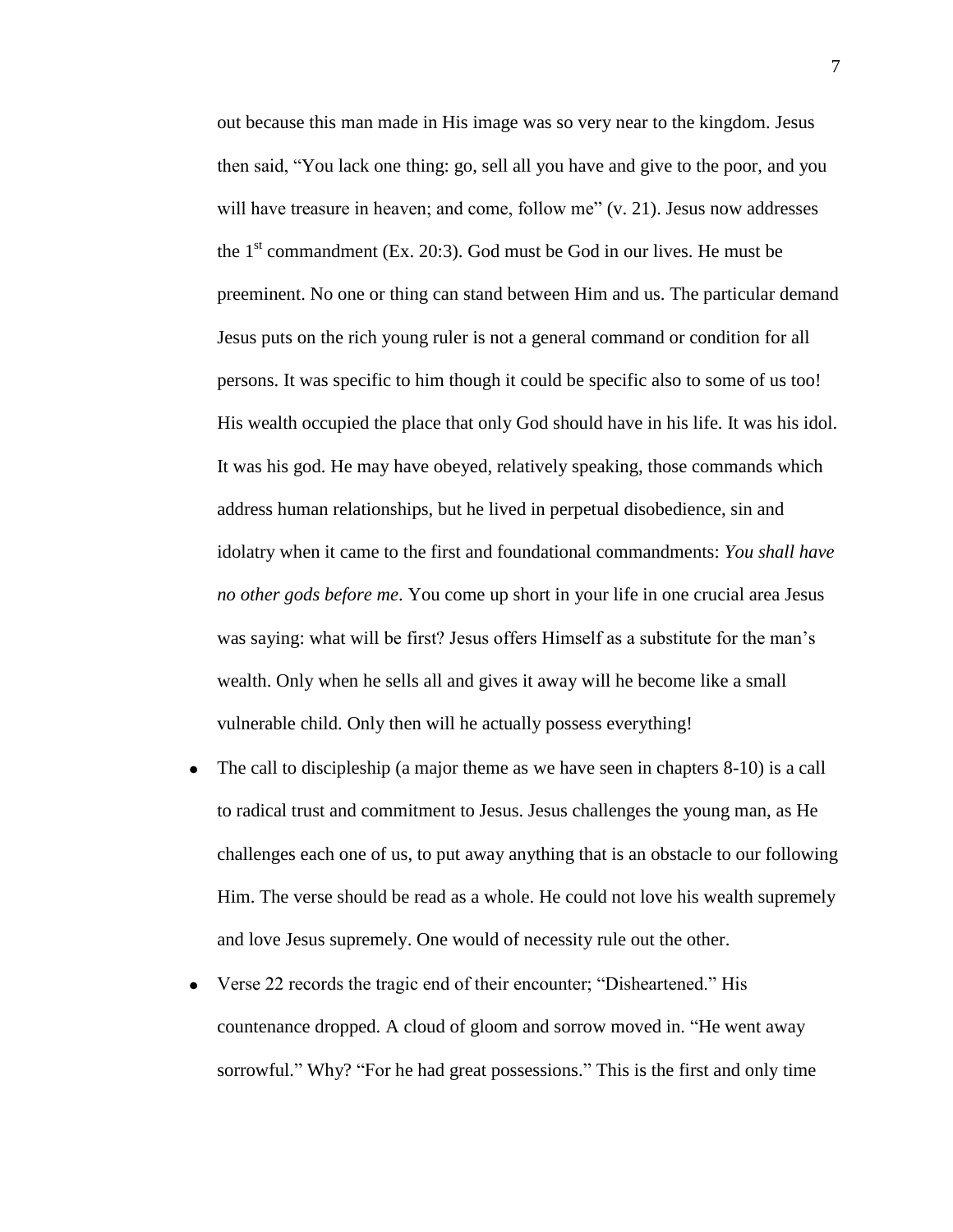out because this man made in His image was so very near to the kingdom. Jesus then said, "You lack one thing: go, sell all you have and give to the poor, and you will have treasure in heaven; and come, follow me" (v. 21). Jesus now addresses the 1st commandment (Ex. 20:3). God must be God in our lives. He must be preeminent. No one or thing can stand between Him and us. The particular demand Jesus puts on the rich young ruler is not a general command or condition for all persons. It was specific to him though it could be specific also to some of us too! His wealth occupied the place that only God should have in his life. It was his idol. It was his god. He may have obeyed, relatively speaking, those commands which address human relationships, but he lived in perpetual disobedience, sin and idolatry when it came to the first and foundational commandments: *You shall have no other gods before me*. You come up short in your life in one crucial area Jesus was saying: what will be first? Jesus offers Himself as a substitute for the man's wealth. Only when he sells all and gives it away will he become like a small vulnerable child. Only then will he actually possess everything!

- The call to discipleship (a major theme as we have seen in chapters 8-10) is a call to radical trust and commitment to Jesus. Jesus challenges the young man, as He challenges each one of us, to put away anything that is an obstacle to our following Him. The verse should be read as a whole. He could not love his wealth supremely and love Jesus supremely. One would of necessity rule out the other.
- Verse 22 records the tragic end of their encounter; "Disheartened." His countenance dropped. A cloud of gloom and sorrow moved in. "He went away sorrowful." Why? "For he had great possessions." This is the first and only time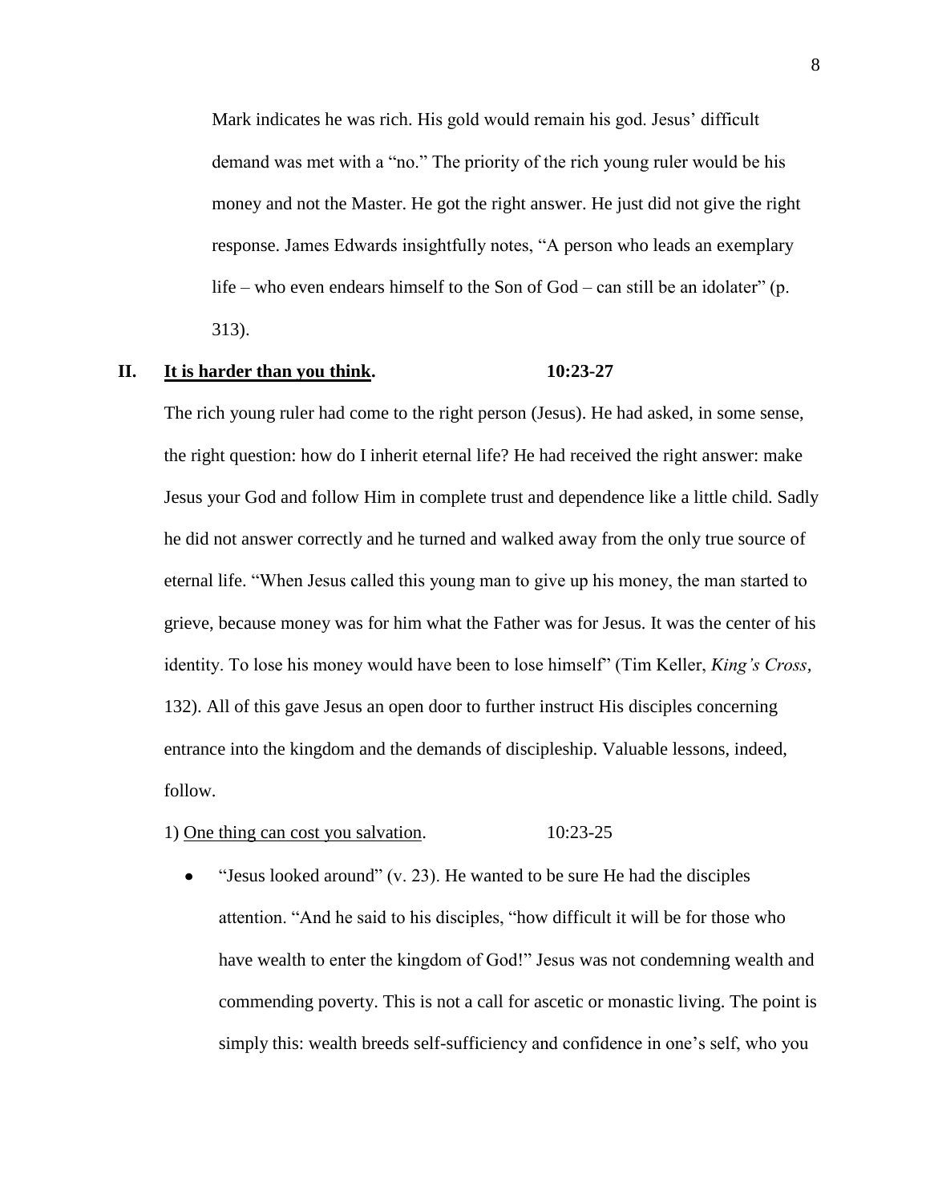Mark indicates he was rich. His gold would remain his god. Jesus' difficult demand was met with a "no." The priority of the rich young ruler would be his money and not the Master. He got the right answer. He just did not give the right response. James Edwards insightfully notes, "A person who leads an exemplary life – who even endears himself to the Son of God – can still be an idolater" (p. 313).

## II. <u>It is harder than you think</u>. 10:23-27

The rich young ruler had come to the right person (Jesus). He had asked, in some sense, the right question: how do I inherit eternal life? He had received the right answer: make Jesus your God and follow Him in complete trust and dependence like a little child. Sadly he did not answer correctly and he turned and walked away from the only true source of eternal life. "When Jesus called this young man to give up his money, the man started to grieve, because money was for him what the Father was for Jesus. It was the center of his identity. To lose his money would have been to lose himself" (Tim Keller, *King's Cross*, 132). All of this gave Jesus an open door to further instruct His disciples concerning entrance into the kingdom and the demands of discipleship. Valuable lessons, indeed, follow.

1) <u>One thing can cost you salvation</u>. 10:23-25

- "Jesus looked around" (v. 23). He wanted to be sure He had the disciples attention. "And he said to his disciples, "how difficult it will be for those who have wealth to enter the kingdom of God!" Jesus was not condemning wealth and commending poverty. This is not a call for ascetic or monastic living. The point is simply this: wealth breeds self-sufficiency and confidence in one's self, who you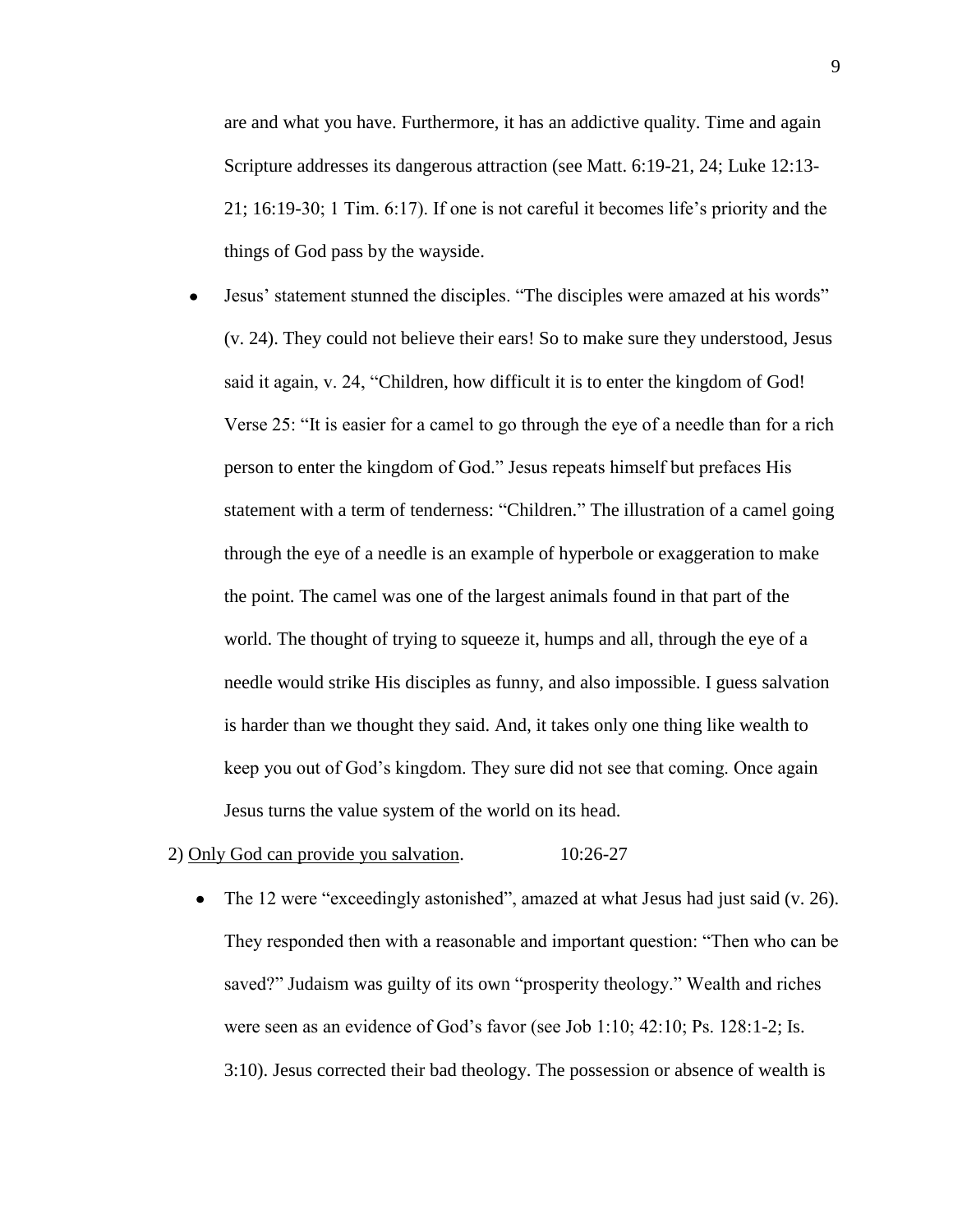are and what you have. Furthermore, it has an addictive quality. Time and again Scripture addresses its dangerous attraction (see Matt. 6:19-21, 24; Luke 12:13-21; 16:19-30; 1 Tim. 6:17). If one is not careful it becomes life's priority and the things of God pass by the wayside.

- Jesus' statement stunned the disciples. "The disciples were amazed at his words" (v. 24). They could not believe their ears! So to make sure they understood, Jesus said it again, v. 24, "Children, how difficult it is to enter the kingdom of God! Verse 25: "It is easier for a camel to go through the eye of a needle than for a rich person to enter the kingdom of God." Jesus repeats himself but prefaces His statement with a term of tenderness: "Children." The illustration of a camel going through the eye of a needle is an example of hyperbole or exaggeration to make the point. The camel was one of the largest animals found in that part of the world. The thought of trying to squeeze it, humps and all, through the eye of a needle would strike His disciples as funny, and also impossible. I guess salvation is harder than we thought they said. And, it takes only one thing like wealth to keep you out of God's kingdom. They sure did not see that coming. Once again Jesus turns the value system of the world on its head.

2) <u>Only God can provide you salvation</u>. 10:26-27

- The 12 were "exceedingly astonished", amazed at what Jesus had just said (v. 26). They responded then with a reasonable and important question: "Then who can be saved?" Judaism was guilty of its own "prosperity theology." Wealth and riches were seen as an evidence of God's favor (see Job 1:10; 42:10; Ps. 128:1-2; Is. 3:10). Jesus corrected their bad theology. The possession or absence of wealth is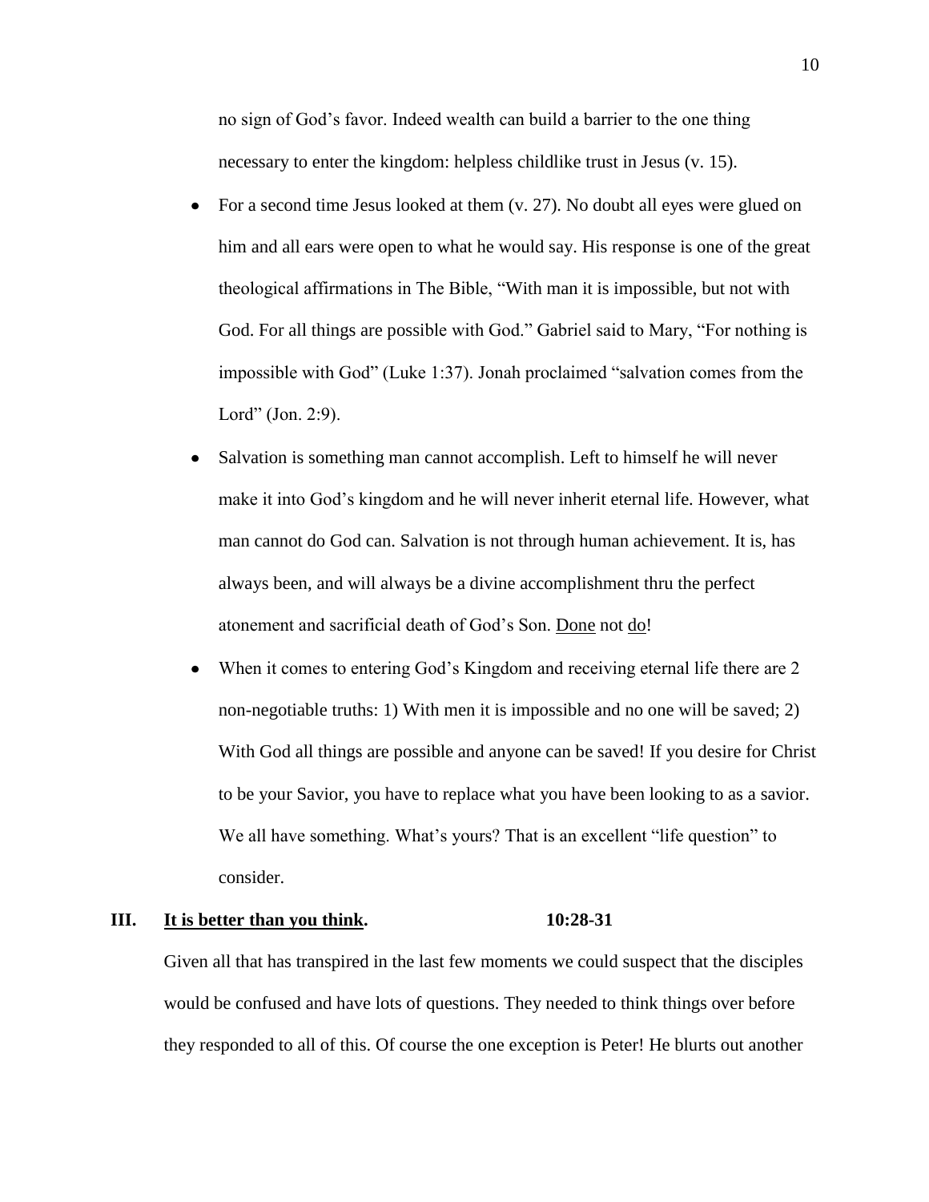no sign of God's favor. Indeed wealth can build a barrier to the one thing necessary to enter the kingdom: helpless childlike trust in Jesus (v. 15).

- For a second time Jesus looked at them (v. 27). No doubt all eyes were glued on him and all ears were open to what he would say. His response is one of the great theological affirmations in The Bible, "With man it is impossible, but not with God. For all things are possible with God." Gabriel said to Mary, "For nothing is impossible with God" (Luke 1:37). Jonah proclaimed "salvation comes from the Lord" (Jon. 2:9).
- Salvation is something man cannot accomplish. Left to himself he will never make it into God's kingdom and he will never inherit eternal life. However, what man cannot do God can. Salvation is not through human achievement. It is, has always been, and will always be a divine accomplishment thru the perfect atonement and sacrificial death of God's Son. <u>Done</u> not <u>do</u>!
- When it comes to entering God's Kingdom and receiving eternal life there are 2 non-negotiable truths: 1) With men it is impossible and no one will be saved; 2) With God all things are possible and anyone can be saved! If you desire for Christ to be your Savior, you have to replace what you have been looking to as a savior. We all have something. What's yours? That is an excellent "life question" to consider.

## III. <u>It is better than you think</u>. 10:28-31

Given all that has transpired in the last few moments we could suspect that the disciples would be confused and have lots of questions. They needed to think things over before they responded to all of this. Of course the one exception is Peter! He blurts out another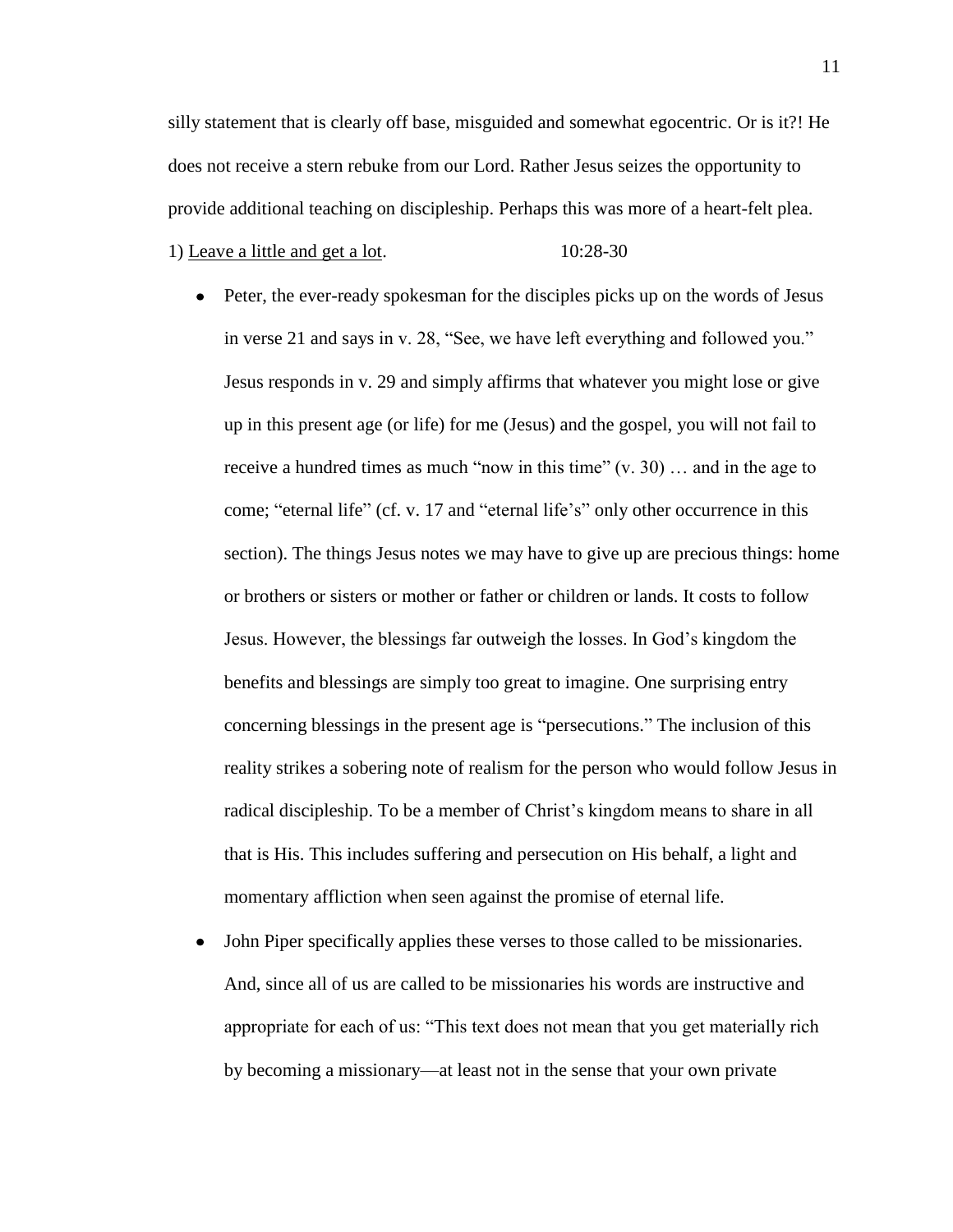silly statement that is clearly off base, misguided and somewhat egocentric. Or is it?! He does not receive a stern rebuke from our Lord. Rather Jesus seizes the opportunity to provide additional teaching on discipleship. Perhaps this was more of a heart-felt plea.

1) <u>Leave a little and get a lot</u>. 10:28-30

- Peter, the ever-ready spokesman for the disciples picks up on the words of Jesus in verse 21 and says in v. 28, "See, we have left everything and followed you." Jesus responds in v. 29 and simply affirms that whatever you might lose or give up in this present age (or life) for me (Jesus) and the gospel, you will not fail to receive a hundred times as much "now in this time" (v. 30) … and in the age to come; "eternal life" (cf. v. 17 and "eternal life's" only other occurrence in this section). The things Jesus notes we may have to give up are precious things: home or brothers or sisters or mother or father or children or lands. It costs to follow Jesus. However, the blessings far outweigh the losses. In God's kingdom the benefits and blessings are simply too great to imagine. One surprising entry concerning blessings in the present age is "persecutions." The inclusion of this reality strikes a sobering note of realism for the person who would follow Jesus in radical discipleship. To be a member of Christ's kingdom means to share in all that is His. This includes suffering and persecution on His behalf, a light and momentary affliction when seen against the promise of eternal life.
- John Piper specifically applies these verses to those called to be missionaries. And, since all of us are called to be missionaries his words are instructive and appropriate for each of us: "This text does not mean that you get materially rich by becoming a missionary—at least not in the sense that your own private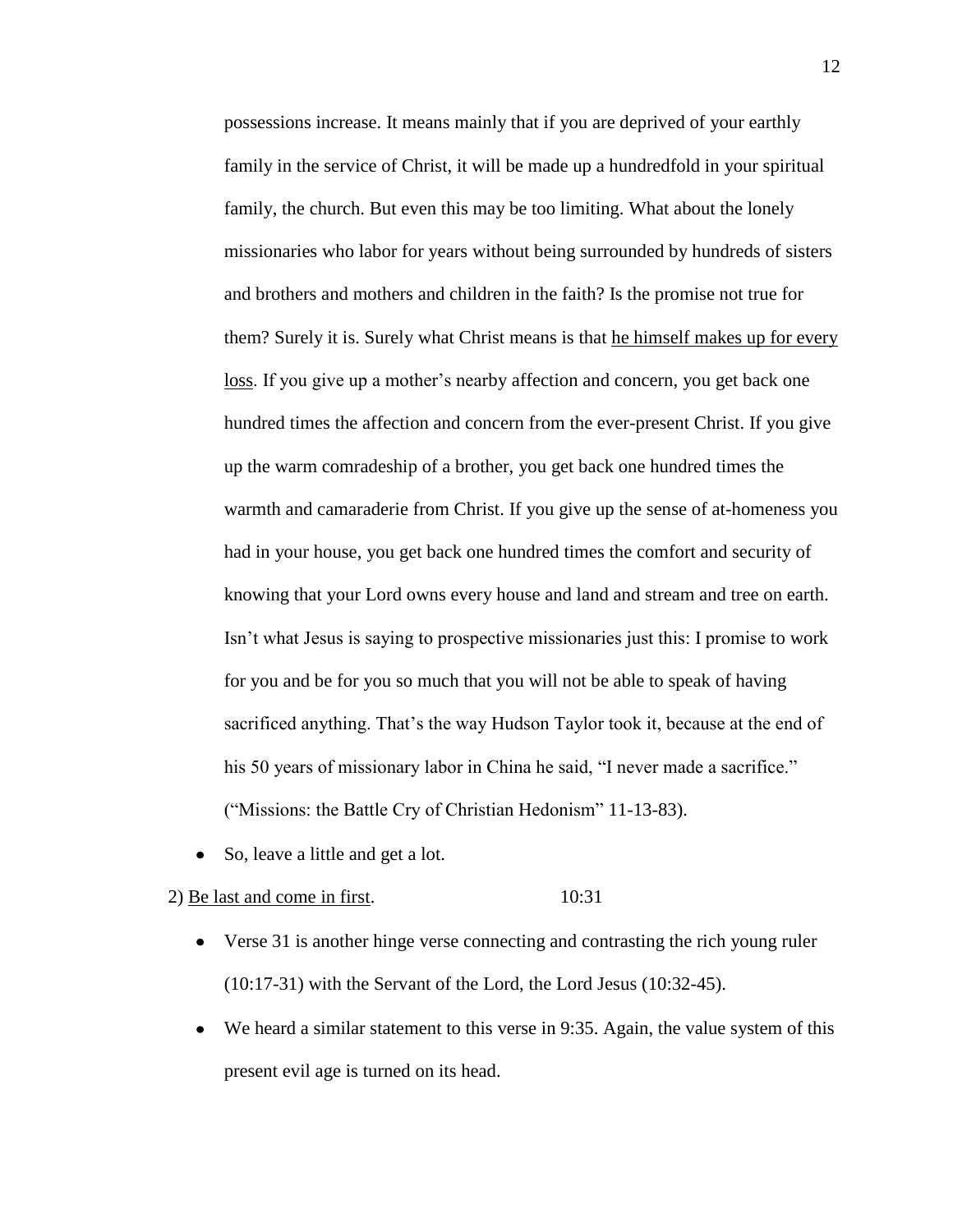possessions increase. It means mainly that if you are deprived of your earthly family in the service of Christ, it will be made up a hundredfold in your spiritual family, the church. But even this may be too limiting. What about the lonely missionaries who labor for years without being surrounded by hundreds of sisters and brothers and mothers and children in the faith? Is the promise not true for them? Surely it is. Surely what Christ means is that <u>he himself makes up for every loss</u>. If you give up a mother's nearby affection and concern, you get back one hundred times the affection and concern from the ever-present Christ. If you give up the warm comradeship of a brother, you get back one hundred times the warmth and camaraderie from Christ. If you give up the sense of at-homeness you had in your house, you get back one hundred times the comfort and security of knowing that your Lord owns every house and land and stream and tree on earth. Isn't what Jesus is saying to prospective missionaries just this: I promise to work for you and be for you so much that you will not be able to speak of having sacrificed anything. That's the way Hudson Taylor took it, because at the end of his 50 years of missionary labor in China he said, "I never made a sacrifice." ("Missions: the Battle Cry of Christian Hedonism" 11-13-83).

- So, leave a little and get a lot.

2) <u>Be last and come in first</u>. 10:31

- Verse 31 is another hinge verse connecting and contrasting the rich young ruler (10:17-31) with the Servant of the Lord, the Lord Jesus (10:32-45).
- We heard a similar statement to this verse in 9:35. Again, the value system of this present evil age is turned on its head.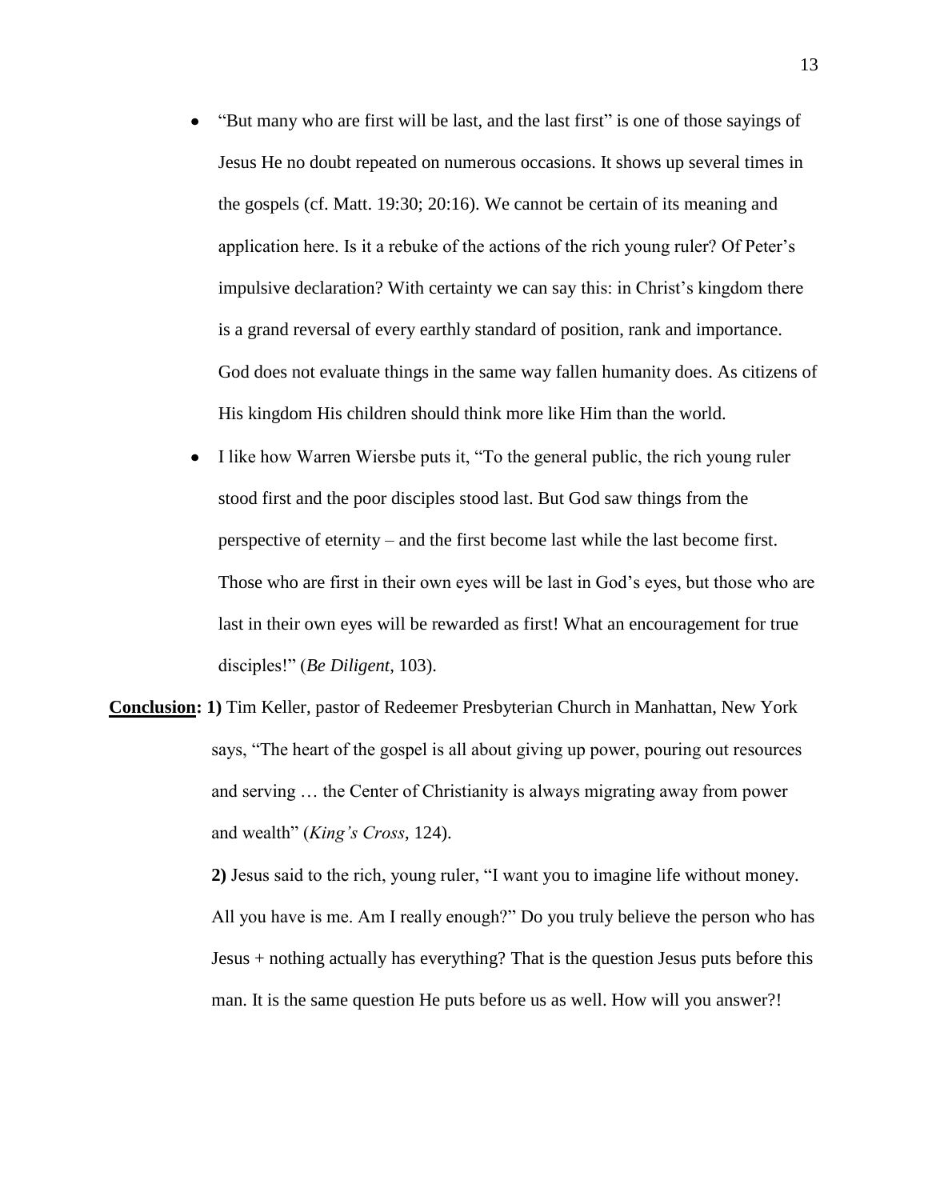- "But many who are first will be last, and the last first" is one of those sayings of Jesus He no doubt repeated on numerous occasions. It shows up several times in the gospels (cf. Matt. 19:30; 20:16). We cannot be certain of its meaning and application here. Is it a rebuke of the actions of the rich young ruler? Of Peter's impulsive declaration? With certainty we can say this: in Christ's kingdom there is a grand reversal of every earthly standard of position, rank and importance. God does not evaluate things in the same way fallen humanity does. As citizens of His kingdom His children should think more like Him than the world.
- I like how Warren Wiersbe puts it, "To the general public, the rich young ruler stood first and the poor disciples stood last. But God saw things from the perspective of eternity – and the first become last while the last become first. Those who are first in their own eyes will be last in God's eyes, but those who are last in their own eyes will be rewarded as first! What an encouragement for true disciples!" (*Be Diligent*, 103).

**Conclusion: 1)** Tim Keller, pastor of Redeemer Presbyterian Church in Manhattan, New York says, "The heart of the gospel is all about giving up power, pouring out resources and serving … the Center of Christianity is always migrating away from power and wealth" (*King's Cross*, 124).

**2)** Jesus said to the rich, young ruler, "I want you to imagine life without money. All you have is me. Am I really enough?" Do you truly believe the person who has Jesus + nothing actually has everything? That is the question Jesus puts before this man. It is the same question He puts before us as well. How will you answer?!